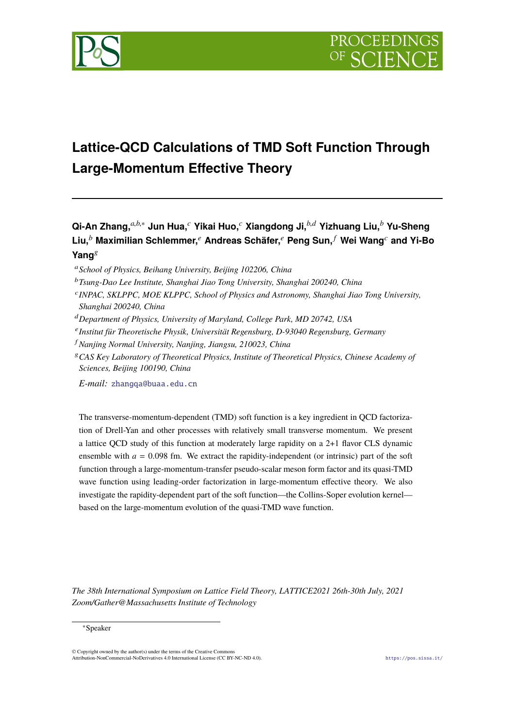# Lattice-QCD Calculations of TMD Soft Function Through Large-Momentum Effective Theory

**Qi-An Zhang,**[a,b,*] **Jun Hua,**[c] **Yikai Huo,**[c] **Xiangdong Ji,**[b,d] **Yizhuang Liu,**[b] **Yu-Sheng Liu,**[b] **Maximilian Schlemmer,**[e] **Andreas Schäfer,**[e] **Peng Sun,**[f] **Wei Wang**[c] **and Yi-Bo Yang**[g]

[a] *School of Physics, Beihang University, Beijing 102206, China*

[b] *Tsung-Dao Lee Institute, Shanghai Jiao Tong University, Shanghai 200240, China*

[c] *INPAC, SKLPPC, MOE KLPPC, School of Physics and Astronomy, Shanghai Jiao Tong University, Shanghai 200240, China*

[d] *Department of Physics, University of Maryland, College Park, MD 20742, USA*

[e] *Institut für Theoretische Physik, Universität Regensburg, D-93040 Regensburg, Germany*

[f] *Nanjing Normal University, Nanjing, Jiangsu, 210023, China*

[g] *CAS Key Laboratory of Theoretical Physics, Institute of Theoretical Physics, Chinese Academy of Sciences, Beijing 100190, China*

*E-mail:* zhangqa@buaa.edu.cn

The transverse-momentum-dependent (TMD) soft function is a key ingredient in QCD factorization of Drell-Yan and other processes with relatively small transverse momentum. We present a lattice QCD study of this function at moderately large rapidity on a 2+1 flavor CLS dynamic ensemble with $a = 0.098$ fm. We extract the rapidity-independent (or intrinsic) part of the soft function through a large-momentum-transfer pseudo-scalar meson form factor and its quasi-TMD wave function using leading-order factorization in large-momentum effective theory. We also investigate the rapidity-dependent part of the soft function—the Collins-Soper evolution kernel—based on the large-momentum evolution of the quasi-TMD wave function.

*The 38th International Symposium on Lattice Field Theory, LATTICE2021 26th-30th July, 2021 Zoom/Gather@Massachusetts Institute of Technology*

[*] Speaker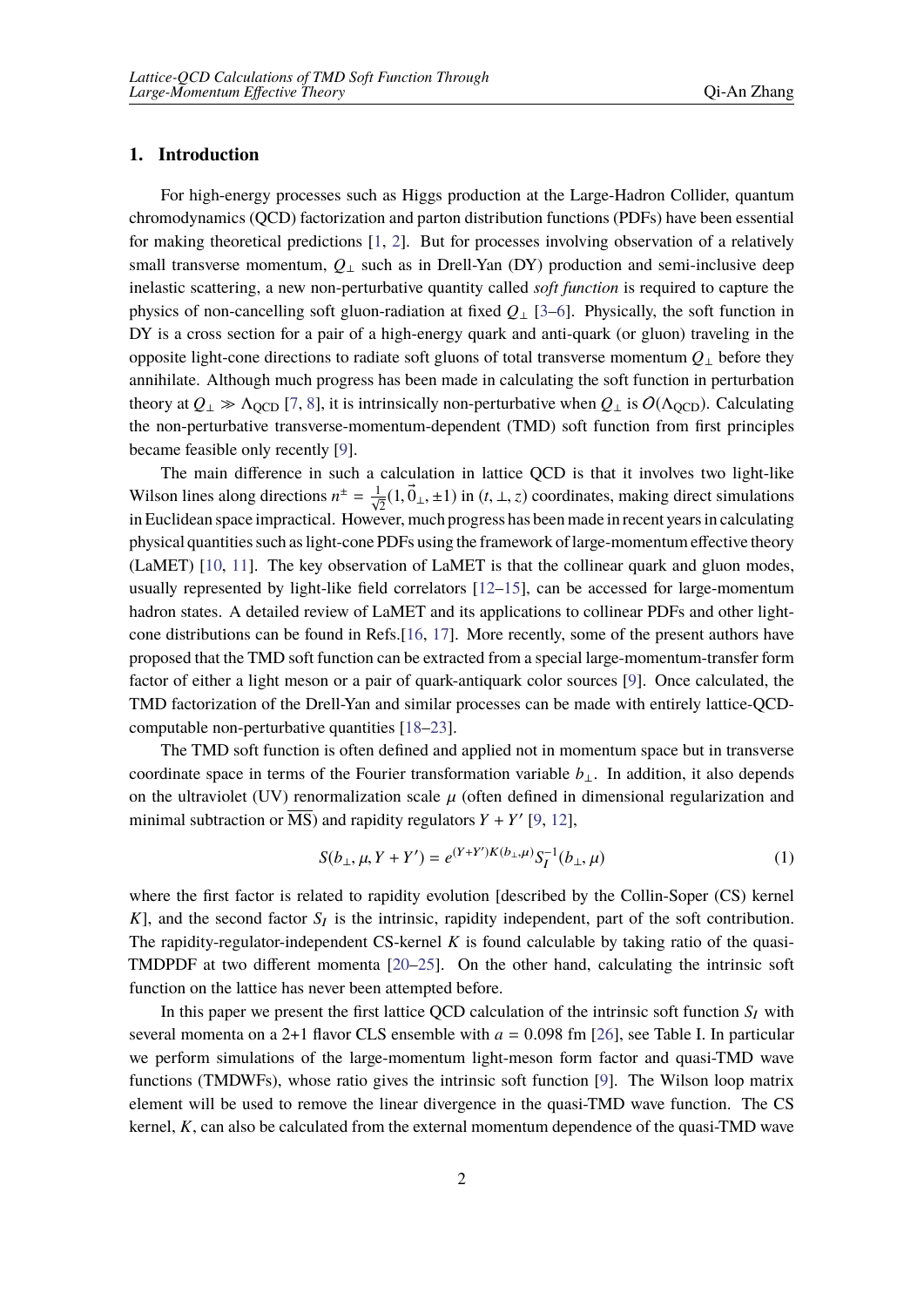## 1. Introduction

For high-energy processes such as Higgs production at the Large-Hadron Collider, quantum chromodynamics (QCD) factorization and parton distribution functions (PDFs) have been essential for making theoretical predictions [1, 2]. But for processes involving observation of a relatively small transverse momentum, $Q_\perp$ such as in Drell-Yan (DY) production and semi-inclusive deep inelastic scattering, a new non-perturbative quantity called *soft function* is required to capture the physics of non-cancelling soft gluon-radiation at fixed $Q_\perp$ [3–6]. Physically, the soft function in DY is a cross section for a pair of a high-energy quark and anti-quark (or gluon) traveling in the opposite light-cone directions to radiate soft gluons of total transverse momentum $Q_\perp$ before they annihilate. Although much progress has been made in calculating the soft function in perturbation theory at $Q_\perp \gg \Lambda_{\rm QCD}$ [7, 8], it is intrinsically non-perturbative when $Q_\perp$ is $O(\Lambda_{\rm QCD})$. Calculating the non-perturbative transverse-momentum-dependent (TMD) soft function from first principles became feasible only recently [9].

The main difference in such a calculation in lattice QCD is that it involves two light-like Wilson lines along directions $n^\pm = \frac{1}{\sqrt{2}}(1, \vec{0}_\perp, \pm 1)$ in $(t, \perp, z)$ coordinates, making direct simulations in Euclidean space impractical. However, much progress has been made in recent years in calculating physical quantities such as light-cone PDFs using the framework of large-momentum effective theory (LaMET) [10, 11]. The key observation of LaMET is that the collinear quark and gluon modes, usually represented by light-like field correlators [12–15], can be accessed for large-momentum hadron states. A detailed review of LaMET and its applications to collinear PDFs and other light-cone distributions can be found in Refs.[16, 17]. More recently, some of the present authors have proposed that the TMD soft function can be extracted from a special large-momentum-transfer form factor of either a light meson or a pair of quark-antiquark color sources [9]. Once calculated, the TMD factorization of the Drell-Yan and similar processes can be made with entirely lattice-QCD-computable non-perturbative quantities [18–23].

The TMD soft function is often defined and applied not in momentum space but in transverse coordinate space in terms of the Fourier transformation variable $b_\perp$. In addition, it also depends on the ultraviolet (UV) renormalization scale $\mu$ (often defined in dimensional regularization and minimal subtraction or $\overline{\rm MS}$) and rapidity regulators $Y + Y'$ [9, 12],

$$S(b_\perp, \mu, Y + Y') = e^{(Y+Y')K(b_\perp,\mu)} S_I^{-1}(b_\perp, \mu) \tag{1}$$

where the first factor is related to rapidity evolution [described by the Collin-Soper (CS) kernel $K$], and the second factor $S_I$ is the intrinsic, rapidity independent, part of the soft contribution. The rapidity-regulator-independent CS-kernel $K$ is found calculable by taking ratio of the quasi-TMDPDF at two different momenta [20–25]. On the other hand, calculating the intrinsic soft function on the lattice has never been attempted before.

In this paper we present the first lattice QCD calculation of the intrinsic soft function $S_I$ with several momenta on a 2+1 flavor CLS ensemble with $a = 0.098$ fm [26], see Table I. In particular we perform simulations of the large-momentum light-meson form factor and quasi-TMD wave functions (TMDWFs), whose ratio gives the intrinsic soft function [9]. The Wilson loop matrix element will be used to remove the linear divergence in the quasi-TMD wave function. The CS kernel, $K$, can also be calculated from the external momentum dependence of the quasi-TMD wave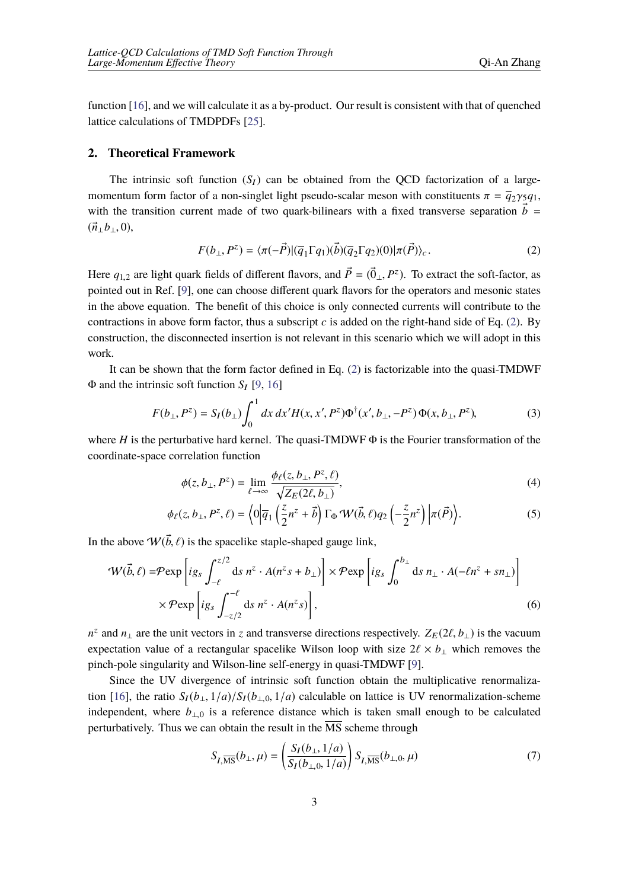function [16], and we will calculate it as a by-product. Our result is consistent with that of quenched lattice calculations of TMDPDFs [25].

## 2. Theoretical Framework

The intrinsic soft function ($S_I$) can be obtained from the QCD factorization of a large-momentum form factor of a non-singlet light pseudo-scalar meson with constituents $\pi = \overline{q}_2\gamma_5 q_1$, with the transition current made of two quark-bilinears with a fixed transverse separation $\vec{b} = (\vec{n}_\perp b_\perp, 0)$,

$$F(b_\perp, P^z) = \langle \pi(-\vec{P})|(\overline{q}_1\Gamma q_1)(\vec{b})(\overline{q}_2\Gamma q_2)(0)|\pi(\vec{P})\rangle_c. \tag{2}$$

Here $q_{1,2}$ are light quark fields of different flavors, and $\vec{P} = (\vec{0}_\perp, P^z)$. To extract the soft-factor, as pointed out in Ref. [9], one can choose different quark flavors for the operators and mesonic states in the above equation. The benefit of this choice is only connected currents will contribute to the contractions in above form factor, thus a subscript $c$ is added on the right-hand side of Eq. (2). By construction, the disconnected insertion is not relevant in this scenario which we will adopt in this work.

It can be shown that the form factor defined in Eq. (2) is factorizable into the quasi-TMDWF $\Phi$ and the intrinsic soft function $S_I$ [9, 16]

$$F(b_\perp, P^z) = S_I(b_\perp)\int_0^1 dx\, dx' H(x, x', P^z)\Phi^\dagger(x', b_\perp, -P^z)\,\Phi(x, b_\perp, P^z), \tag{3}$$

where $H$ is the perturbative hard kernel. The quasi-TMDWF $\Phi$ is the Fourier transformation of the coordinate-space correlation function

$$\phi(z, b_\perp, P^z) = \lim_{\ell\to\infty} \frac{\phi_\ell(z, b_\perp, P^z, \ell)}{\sqrt{Z_E(2\ell, b_\perp)}}, \tag{4}$$

$$\phi_\ell(z, b_\perp, P^z, \ell) = \left\langle 0\left|\overline{q}_1\left(\frac{z}{2}n^z + \vec{b}\right)\Gamma_\Phi\,\mathcal{W}(\vec{b}, \ell) q_2\left(-\frac{z}{2}n^z\right)\right|\pi(\vec{P})\right\rangle. \tag{5}$$

In the above $\mathcal{W}(\vec{b}, \ell)$ is the spacelike staple-shaped gauge link,

$$\begin{aligned}\mathcal{W}(\vec{b}, \ell) =& \mathcal{P}\mathrm{exp}\left[ig_s\int_{-\ell}^{z/2} \mathrm{d}s\; n^z\cdot A(n^z s + b_\perp)\right]\times\mathcal{P}\mathrm{exp}\left[ig_s\int_0^{b_\perp}\mathrm{d}s\; n_\perp\cdot A(-\ell n^z + s n_\perp)\right]\\ &\times\mathcal{P}\mathrm{exp}\left[ig_s\int_{-z/2}^{-\ell}\mathrm{d}s\; n^z\cdot A(n^z s)\right],\end{aligned} \tag{6}$$

$n^z$ and $n_\perp$ are the unit vectors in $z$ and transverse directions respectively. $Z_E(2\ell, b_\perp)$ is the vacuum expectation value of a rectangular spacelike Wilson loop with size $2\ell\times b_\perp$ which removes the pinch-pole singularity and Wilson-line self-energy in quasi-TMDWF [9].

Since the UV divergence of intrinsic soft function obtain the multiplicative renormalization [16], the ratio $S_I(b_\perp, 1/a)/S_I(b_{\perp,0}, 1/a)$ calculable on lattice is UV renormalization-scheme independent, where $b_{\perp,0}$ is a reference distance which is taken small enough to be calculated perturbatively. Thus we can obtain the result in the $\overline{\mathrm{MS}}$ scheme through

$$S_{I,\overline{\mathrm{MS}}}(b_\perp, \mu) = \left(\frac{S_I(b_\perp, 1/a)}{S_I(b_{\perp,0}, 1/a)}\right) S_{I,\overline{\mathrm{MS}}}(b_{\perp,0}, \mu) \tag{7}$$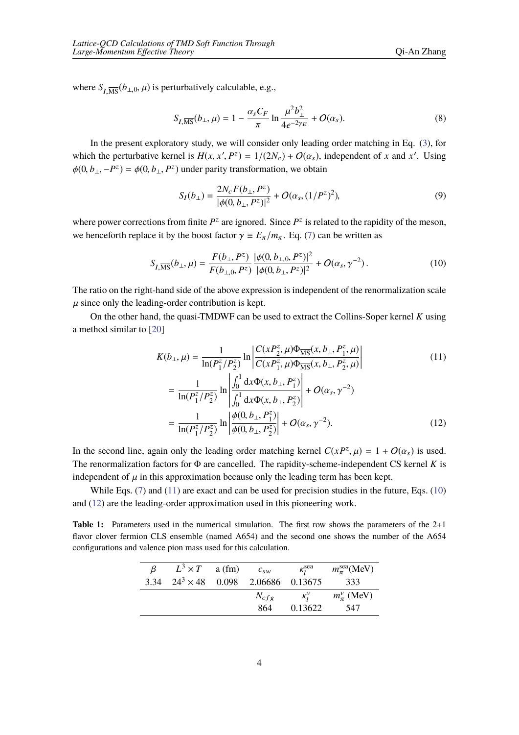where $S_{I,\overline{\text{MS}}}(b_{\perp,0},\mu)$ is perturbatively calculable, e.g.,

$$
S_{I,\overline{\text{MS}}}(b_\perp,\mu) = 1 - \frac{\alpha_s C_F}{\pi} \ln \frac{\mu^2 b_\perp^2}{4e^{-2\gamma_E}} + O(\alpha_s). \tag{8}
$$

In the present exploratory study, we will consider only leading order matching in Eq. (3), for which the perturbative kernel is $H(x, x', P^z) = 1/(2N_c) + O(\alpha_s)$, independent of $x$ and $x'$. Using $\phi(0, b_\perp, -P^z) = \phi(0, b_\perp, P^z)$ under parity transformation, we obtain

$$
S_I(b_\perp) = \frac{2N_c F(b_\perp, P^z)}{|\phi(0, b_\perp, P^z)|^2} + O(\alpha_s, (1/P^z)^2), \tag{9}
$$

where power corrections from finite $P^z$ are ignored. Since $P^z$ is related to the rapidity of the meson, we henceforth replace it by the boost factor $\gamma \equiv E_\pi/m_\pi$. Eq. (7) can be written as

$$
S_{I,\overline{\text{MS}}}(b_\perp,\mu) = \frac{F(b_\perp, P^z)}{F(b_{\perp,0}, P^z)} \frac{|\phi(0, b_{\perp,0}, P^z)|^2}{|\phi(0, b_\perp, P^z)|^2} + O(\alpha_s, \gamma^{-2}). \tag{10}
$$

The ratio on the right-hand side of the above expression is independent of the renormalization scale $\mu$ since only the leading-order contribution is kept.

On the other hand, the quasi-TMDWF can be used to extract the Collins-Soper kernel $K$ using a method similar to [20]

$$
K(b_\perp,\mu) = \frac{1}{\ln(P_1^z/P_2^z)} \ln \left| \frac{C(xP_2^z,\mu)\Phi_{\overline{\text{MS}}}(x, b_\perp, P_1^z,\mu)}{C(xP_1^z,\mu)\Phi_{\overline{\text{MS}}}(x, b_\perp, P_2^z,\mu)} \right| \tag{11}
$$

$$
= \frac{1}{\ln(P_1^z/P_2^z)} \ln \left| \frac{\int_0^1 \mathrm{d}x \Phi(x, b_\perp, P_1^z)}{\int_0^1 \mathrm{d}x \Phi(x, b_\perp, P_2^z)} \right| + O(\alpha_s, \gamma^{-2})
$$

$$
= \frac{1}{\ln(P_1^z/P_2^z)} \ln \left| \frac{\phi(0, b_\perp, P_1^z)}{\phi(0, b_\perp, P_2^z)} \right| + O(\alpha_s, \gamma^{-2}). \tag{12}
$$

In the second line, again only the leading order matching kernel $C(xP^z,\mu) = 1 + O(\alpha_s)$ is used. The renormalization factors for $\Phi$ are cancelled. The rapidity-scheme-independent CS kernel $K$ is independent of $\mu$ in this approximation because only the leading term has been kept.

While Eqs. (7) and (11) are exact and can be used for precision studies in the future, Eqs. (10) and (12) are the leading-order approximation used in this pioneering work.

**Table 1:** Parameters used in the numerical simulation. The first row shows the parameters of the 2+1 flavor clover fermion CLS ensemble (named A654) and the second one shows the number of the A654 configurations and valence pion mass used for this calculation.

| $\beta$ | $L^3 \times T$ | a (fm) | $c_{sw}$ | $\kappa_l^{\text{sea}}$ | $m_\pi^{\text{sea}}$(MeV) |
|---|---|---|---|---|---|
| 3.34 | $24^3 \times 48$ | 0.098 | 2.06686 | 0.13675 | 333 |
| | | | $N_{cfg}$ | $\kappa_l^v$ | $m_\pi^v$ (MeV) |
| | | | 864 | 0.13622 | 547 |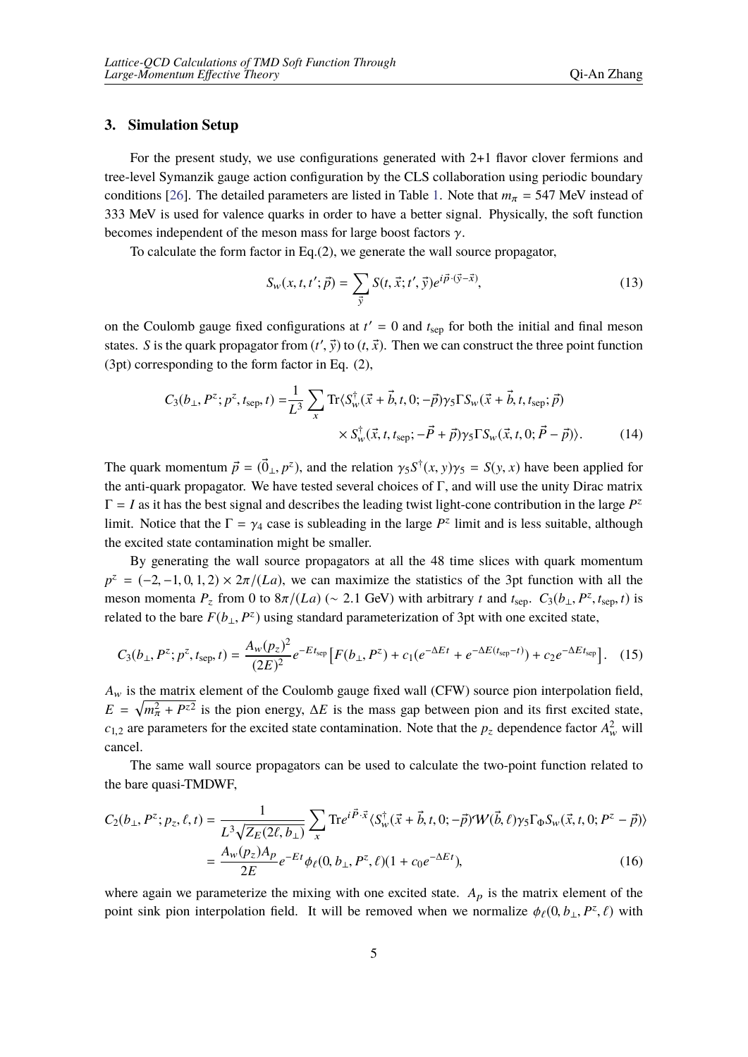## 3. Simulation Setup

For the present study, we use configurations generated with 2+1 flavor clover fermions and tree-level Symanzik gauge action configuration by the CLS collaboration using periodic boundary conditions [26]. The detailed parameters are listed in Table 1. Note that $m_\pi = 547$ MeV instead of 333 MeV is used for valence quarks in order to have a better signal. Physically, the soft function becomes independent of the meson mass for large boost factors $\gamma$.

To calculate the form factor in Eq.(2), we generate the wall source propagator,

$$S_w(x, t, t'; \vec{p}) = \sum_{\vec{y}} S(t, \vec{x}; t', \vec{y}) e^{i\vec{p}\cdot(\vec{y}-\vec{x})}, \tag{13}$$

on the Coulomb gauge fixed configurations at $t' = 0$ and $t_{\rm sep}$ for both the initial and final meson states. $S$ is the quark propagator from $(t', \vec{y})$ to $(t, \vec{x})$. Then we can construct the three point function (3pt) corresponding to the form factor in Eq. (2),

$$\begin{aligned} C_3(b_\perp, P^z; p^z, t_{\rm sep}, t) = &\frac{1}{L^3} \sum_x {\rm Tr}\langle S_w^\dagger(\vec{x} + \vec{b}, t, 0; -\vec{p})\gamma_5 \Gamma S_w(\vec{x} + \vec{b}, t, t_{\rm sep}; \vec{p}) \\ &\times S_w^\dagger(\vec{x}, t, t_{\rm sep}; -\vec{P} + \vec{p})\gamma_5 \Gamma S_w(\vec{x}, t, 0; \vec{P} - \vec{p})\rangle. \end{aligned} \tag{14}$$

The quark momentum $\vec{p} = (\vec{0}_\perp, p^z)$, and the relation $\gamma_5 S^\dagger(x, y)\gamma_5 = S(y, x)$ have been applied for the anti-quark propagator. We have tested several choices of $\Gamma$, and will use the unity Dirac matrix $\Gamma = I$ as it has the best signal and describes the leading twist light-cone contribution in the large $P^z$ limit. Notice that the $\Gamma = \gamma_4$ case is subleading in the large $P^z$ limit and is less suitable, although the excited state contamination might be smaller.

By generating the wall source propagators at all the 48 time slices with quark momentum $p^z = (-2, -1, 0, 1, 2) \times 2\pi/(La)$, we can maximize the statistics of the 3pt function with all the meson momenta $P_z$ from 0 to $8\pi/(La)$ ($\sim$ 2.1 GeV) with arbitrary $t$ and $t_{\rm sep}$. $C_3(b_\perp, P^z, t_{\rm sep}, t)$ is related to the bare $F(b_\perp, P^z)$ using standard parameterization of 3pt with one excited state,

$$C_3(b_\perp, P^z; p^z, t_{\rm sep}, t) = \frac{A_w(p_z)^2}{(2E)^2} e^{-E t_{\rm sep}} \left[F(b_\perp, P^z) + c_1(e^{-\Delta E t} + e^{-\Delta E(t_{\rm sep}-t)}) + c_2 e^{-\Delta E t_{\rm sep}}\right]. \tag{15}$$

$A_w$ is the matrix element of the Coulomb gauge fixed wall (CFW) source pion interpolation field, $E = \sqrt{m_\pi^2 + P^{z2}}$ is the pion energy, $\Delta E$ is the mass gap between pion and its first excited state, $c_{1,2}$ are parameters for the excited state contamination. Note that the $p_z$ dependence factor $A_w^2$ will cancel.

The same wall source propagators can be used to calculate the two-point function related to the bare quasi-TMDWF,

$$\begin{aligned} C_2(b_\perp, P^z; p_z, \ell, t) &= \frac{1}{L^3\sqrt{Z_E(2\ell, b_\perp)}} \sum_x {\rm Tr} e^{i\vec{P}\cdot\vec{x}} \langle S_w^\dagger(\vec{x} + \vec{b}, t, 0; -\vec{p}) \mathcal{W}(\vec{b}, \ell)\gamma_5 \Gamma_\Phi S_w(\vec{x}, t, 0; P^z - \vec{p})\rangle \\ &= \frac{A_w(p_z) A_p}{2E} e^{-Et} \phi_\ell(0, b_\perp, P^z, \ell)(1 + c_0 e^{-\Delta E t}), \end{aligned} \tag{16}$$

where again we parameterize the mixing with one excited state. $A_p$ is the matrix element of the point sink pion interpolation field. It will be removed when we normalize $\phi_\ell(0, b_\perp, P^z, \ell)$ with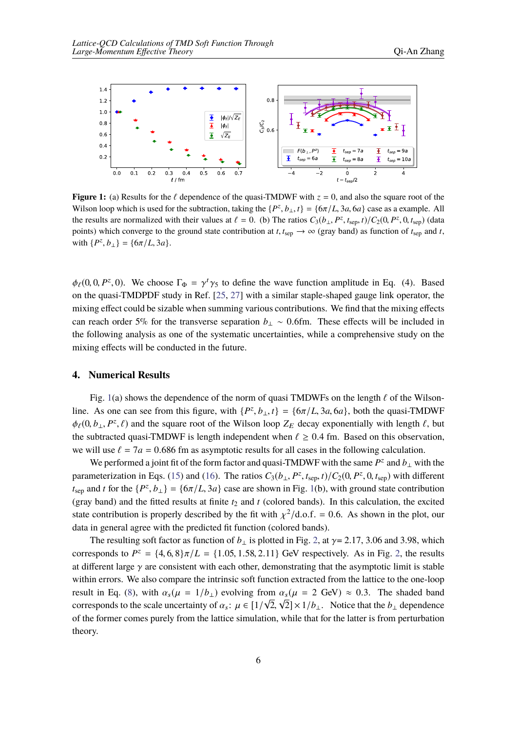**Figure 1:** (a) Results for the $\ell$ dependence of the quasi-TMDWF with $z = 0$, and also the square root of the Wilson loop which is used for the subtraction, taking the $\{P^z, b_\perp, t\} = \{6\pi/L, 3a, 6a\}$ case as a example. All the results are normalized with their values at $\ell = 0$. (b) The ratios $C_3(b_\perp, P^z, t_{\rm sep}, t)/C_2(0, P^z, 0, t_{\rm sep})$ (data points) which converge to the ground state contribution at $t, t_{\rm sep} \to \infty$ (gray band) as function of $t_{\rm sep}$ and $t$, with $\{P^z, b_\perp\} = \{6\pi/L, 3a\}$.

$\phi_\ell(0, 0, P^z, 0)$. We choose $\Gamma_\Phi = \gamma^t\gamma_5$ to define the wave function amplitude in Eq. (4). Based on the quasi-TMDPDF study in Ref. [25, 27] with a similar staple-shaped gauge link operator, the mixing effect could be sizable when summing various contributions. We find that the mixing effects can reach order 5% for the transverse separation $b_\perp \sim 0.6$fm. These effects will be included in the following analysis as one of the systematic uncertainties, while a comprehensive study on the mixing effects will be conducted in the future.

## 4. Numerical Results

Fig. 1(a) shows the dependence of the norm of quasi TMDWFs on the length $\ell$ of the Wilson-line. As one can see from this figure, with $\{P^z, b_\perp, t\} = \{6\pi/L, 3a, 6a\}$, both the quasi-TMDWF $\phi_\ell(0, b_\perp, P^z, \ell)$ and the square root of the Wilson loop $Z_E$ decay exponentially with length $\ell$, but the subtracted quasi-TMDWF is length independent when $\ell \geq 0.4$ fm. Based on this observation, we will use $\ell = 7a = 0.686$ fm as asymptotic results for all cases in the following calculation.

We performed a joint fit of the form factor and quasi-TMDWF with the same $P^z$ and $b_\perp$ with the parameterization in Eqs. (15) and (16). The ratios $C_3(b_\perp, P^z, t_{\rm sep}, t)/C_2(0, P^z, 0, t_{\rm sep})$ with different $t_{\rm sep}$ and $t$ for the $\{P^z, b_\perp\} = \{6\pi/L, 3a\}$ case are shown in Fig. 1(b), with ground state contribution (gray band) and the fitted results at finite $t_2$ and $t$ (colored bands). In this calculation, the excited state contribution is properly described by the fit with $\chi^2$/d.o.f. = 0.6. As shown in the plot, our data in general agree with the predicted fit function (colored bands).

The resulting soft factor as function of $b_\perp$ is plotted in Fig. 2, at $\gamma$= 2.17, 3.06 and 3.98, which corresponds to $P^z = \{4, 6, 8\}\pi/L = \{1.05, 1.58, 2.11\}$ GeV respectively. As in Fig. 2, the results at different large $\gamma$ are consistent with each other, demonstrating that the asymptotic limit is stable within errors. We also compare the intrinsic soft function extracted from the lattice to the one-loop result in Eq. (8), with $\alpha_s(\mu = 1/b_\perp)$ evolving from $\alpha_s(\mu = 2 \text{ GeV}) \approx 0.3$. The shaded band corresponds to the scale uncertainty of $\alpha_s$: $\mu \in [1/\sqrt{2}, \sqrt{2}] \times 1/b_\perp$. Notice that the $b_\perp$ dependence of the former comes purely from the lattice simulation, while that for the latter is from perturbation theory.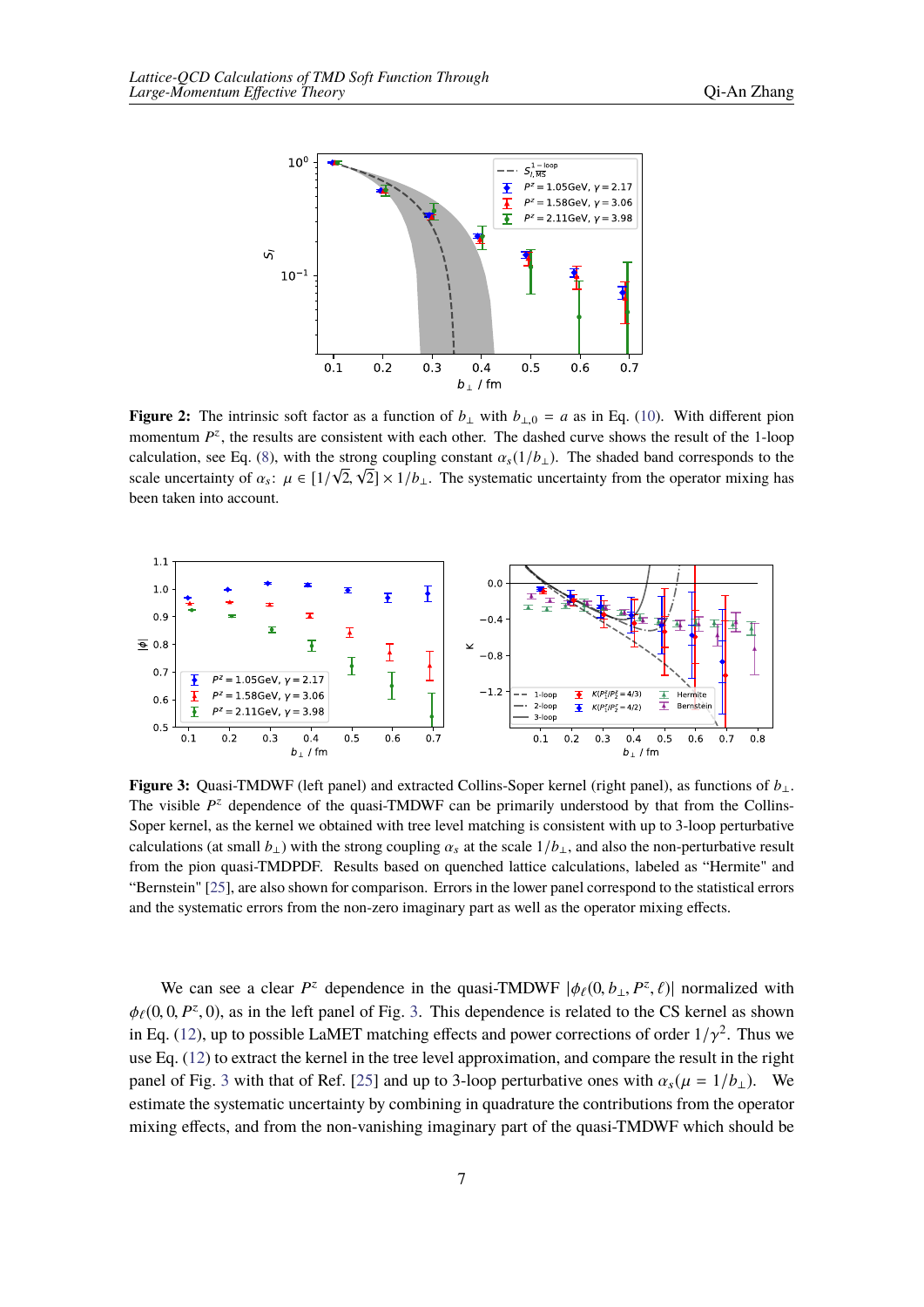**Figure 2:** The intrinsic soft factor as a function of $b_\perp$ with $b_{\perp,0} = a$ as in Eq. (10). With different pion momentum $P^z$, the results are consistent with each other. The dashed curve shows the result of the 1-loop calculation, see Eq. (8), with the strong coupling constant $\alpha_s(1/b_\perp)$. The shaded band corresponds to the scale uncertainty of $\alpha_s$: $\mu \in [1/\sqrt{2}, \sqrt{2}] \times 1/b_\perp$. The systematic uncertainty from the operator mixing has been taken into account.

**Figure 3:** Quasi-TMDWF (left panel) and extracted Collins-Soper kernel (right panel), as functions of $b_\perp$. The visible $P^z$ dependence of the quasi-TMDWF can be primarily understood by that from the Collins-Soper kernel, as the kernel we obtained with tree level matching is consistent with up to 3-loop perturbative calculations (at small $b_\perp$) with the strong coupling $\alpha_s$ at the scale $1/b_\perp$, and also the non-perturbative result from the pion quasi-TMDPDF. Results based on quenched lattice calculations, labeled as "Hermite" and "Bernstein" [25], are also shown for comparison. Errors in the lower panel correspond to the statistical errors and the systematic errors from the non-zero imaginary part as well as the operator mixing effects.

We can see a clear $P^z$ dependence in the quasi-TMDWF $|\phi_\ell(0, b_\perp, P^z, \ell)|$ normalized with $\phi_\ell(0, 0, P^z, 0)$, as in the left panel of Fig. 3. This dependence is related to the CS kernel as shown in Eq. (12), up to possible LaMET matching effects and power corrections of order $1/\gamma^2$. Thus we use Eq. (12) to extract the kernel in the tree level approximation, and compare the result in the right panel of Fig. 3 with that of Ref. [25] and up to 3-loop perturbative ones with $\alpha_s(\mu = 1/b_\perp)$. We estimate the systematic uncertainty by combining in quadrature the contributions from the operator mixing effects, and from the non-vanishing imaginary part of the quasi-TMDWF which should be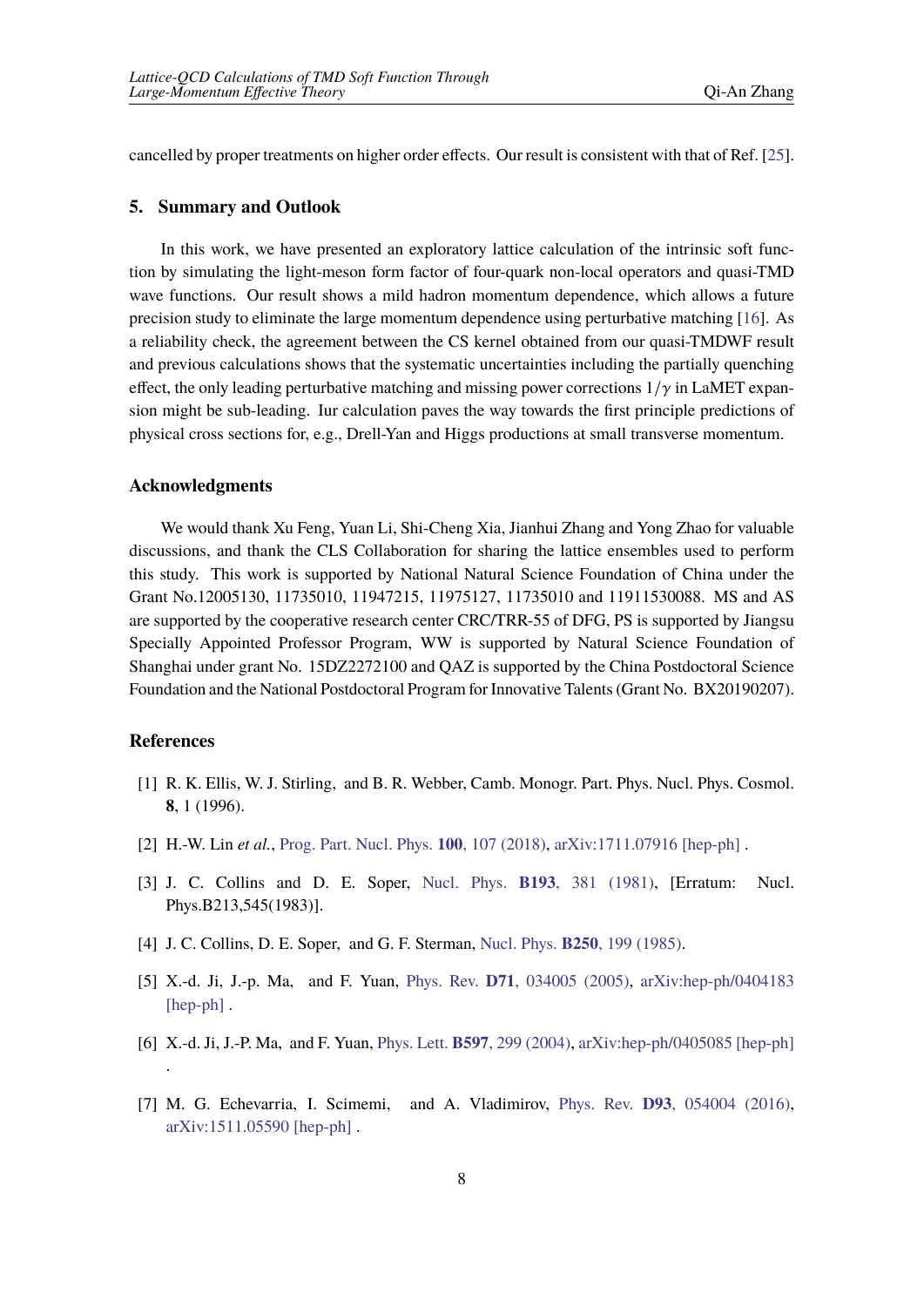cancelled by proper treatments on higher order effects. Our result is consistent with that of Ref. [25].

## 5. Summary and Outlook

In this work, we have presented an exploratory lattice calculation of the intrinsic soft function by simulating the light-meson form factor of four-quark non-local operators and quasi-TMD wave functions. Our result shows a mild hadron momentum dependence, which allows a future precision study to eliminate the large momentum dependence using perturbative matching [16]. As a reliability check, the agreement between the CS kernel obtained from our quasi-TMDWF result and previous calculations shows that the systematic uncertainties including the partially quenching effect, the only leading perturbative matching and missing power corrections $1/\gamma$ in LaMET expansion might be sub-leading. Iur calculation paves the way towards the first principle predictions of physical cross sections for, e.g., Drell-Yan and Higgs productions at small transverse momentum.

## Acknowledgments

We would thank Xu Feng, Yuan Li, Shi-Cheng Xia, Jianhui Zhang and Yong Zhao for valuable discussions, and thank the CLS Collaboration for sharing the lattice ensembles used to perform this study. This work is supported by National Natural Science Foundation of China under the Grant No.12005130, 11735010, 11947215, 11975127, 11735010 and 11911530088. MS and AS are supported by the cooperative research center CRC/TRR-55 of DFG, PS is supported by Jiangsu Specially Appointed Professor Program, WW is supported by Natural Science Foundation of Shanghai under grant No. 15DZ2272100 and QAZ is supported by the China Postdoctoral Science Foundation and the National Postdoctoral Program for Innovative Talents (Grant No. BX20190207).

## References

[1] R. K. Ellis, W. J. Stirling, and B. R. Webber, Camb. Monogr. Part. Phys. Nucl. Phys. Cosmol. **8**, 1 (1996).

[2] H.-W. Lin *et al.*, Prog. Part. Nucl. Phys. **100**, 107 (2018), arXiv:1711.07916 [hep-ph] .

[3] J. C. Collins and D. E. Soper, Nucl. Phys. **B193**, 381 (1981), [Erratum: Nucl. Phys.B213,545(1983)].

[4] J. C. Collins, D. E. Soper, and G. F. Sterman, Nucl. Phys. **B250**, 199 (1985).

[5] X.-d. Ji, J.-p. Ma, and F. Yuan, Phys. Rev. **D71**, 034005 (2005), arXiv:hep-ph/0404183 [hep-ph] .

[6] X.-d. Ji, J.-P. Ma, and F. Yuan, Phys. Lett. **B597**, 299 (2004), arXiv:hep-ph/0405085 [hep-ph] .

[7] M. G. Echevarria, I. Scimemi, and A. Vladimirov, Phys. Rev. **D93**, 054004 (2016), arXiv:1511.05590 [hep-ph] .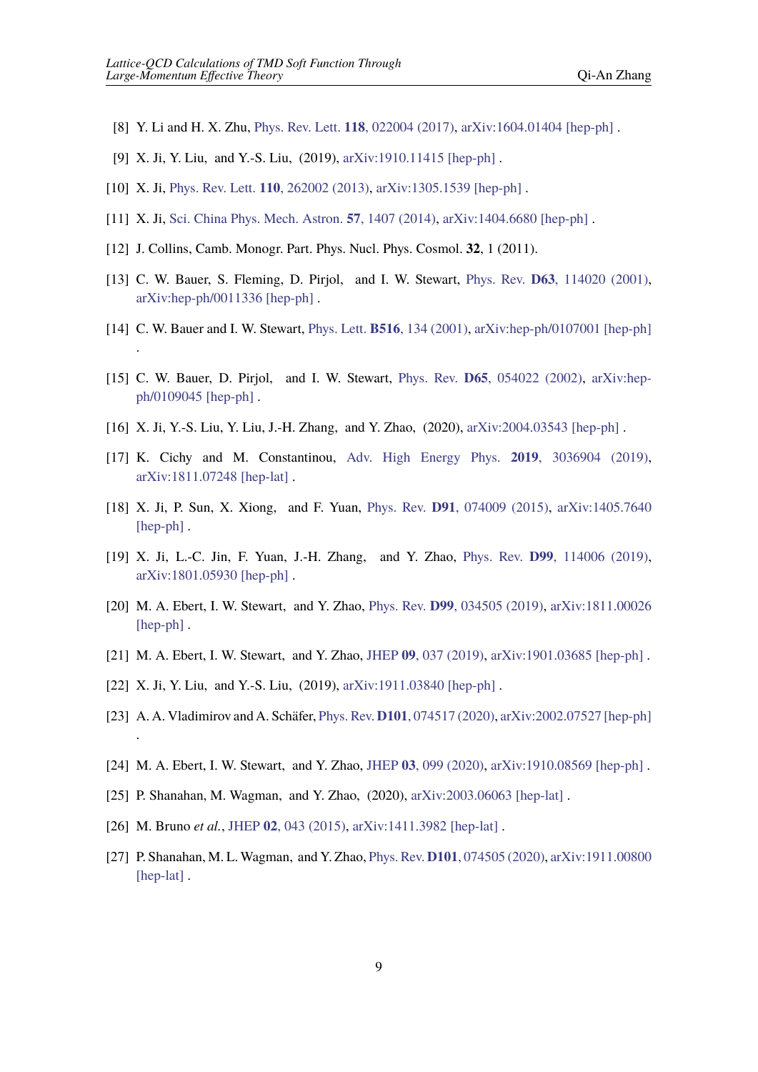[8] Y. Li and H. X. Zhu, Phys. Rev. Lett. **118**, 022004 (2017), arXiv:1604.01404 [hep-ph] .

[9] X. Ji, Y. Liu, and Y.-S. Liu, (2019), arXiv:1910.11415 [hep-ph] .

[10] X. Ji, Phys. Rev. Lett. **110**, 262002 (2013), arXiv:1305.1539 [hep-ph] .

[11] X. Ji, Sci. China Phys. Mech. Astron. **57**, 1407 (2014), arXiv:1404.6680 [hep-ph] .

[12] J. Collins, Camb. Monogr. Part. Phys. Nucl. Phys. Cosmol. **32**, 1 (2011).

[13] C. W. Bauer, S. Fleming, D. Pirjol, and I. W. Stewart, Phys. Rev. **D63**, 114020 (2001), arXiv:hep-ph/0011336 [hep-ph] .

[14] C. W. Bauer and I. W. Stewart, Phys. Lett. **B516**, 134 (2001), arXiv:hep-ph/0107001 [hep-ph] .

[15] C. W. Bauer, D. Pirjol, and I. W. Stewart, Phys. Rev. **D65**, 054022 (2002), arXiv:hep-ph/0109045 [hep-ph] .

[16] X. Ji, Y.-S. Liu, Y. Liu, J.-H. Zhang, and Y. Zhao, (2020), arXiv:2004.03543 [hep-ph] .

[17] K. Cichy and M. Constantinou, Adv. High Energy Phys. **2019**, 3036904 (2019), arXiv:1811.07248 [hep-lat] .

[18] X. Ji, P. Sun, X. Xiong, and F. Yuan, Phys. Rev. **D91**, 074009 (2015), arXiv:1405.7640 [hep-ph] .

[19] X. Ji, L.-C. Jin, F. Yuan, J.-H. Zhang, and Y. Zhao, Phys. Rev. **D99**, 114006 (2019), arXiv:1801.05930 [hep-ph] .

[20] M. A. Ebert, I. W. Stewart, and Y. Zhao, Phys. Rev. **D99**, 034505 (2019), arXiv:1811.00026 [hep-ph] .

[21] M. A. Ebert, I. W. Stewart, and Y. Zhao, JHEP **09**, 037 (2019), arXiv:1901.03685 [hep-ph] .

[22] X. Ji, Y. Liu, and Y.-S. Liu, (2019), arXiv:1911.03840 [hep-ph] .

[23] A. A. Vladimirov and A. Schäfer, Phys. Rev. **D101**, 074517 (2020), arXiv:2002.07527 [hep-ph] .

[24] M. A. Ebert, I. W. Stewart, and Y. Zhao, JHEP **03**, 099 (2020), arXiv:1910.08569 [hep-ph] .

[25] P. Shanahan, M. Wagman, and Y. Zhao, (2020), arXiv:2003.06063 [hep-lat] .

[26] M. Bruno *et al.*, JHEP **02**, 043 (2015), arXiv:1411.3982 [hep-lat] .

[27] P. Shanahan, M. L. Wagman, and Y. Zhao, Phys. Rev. **D101**, 074505 (2020), arXiv:1911.00800 [hep-lat] .